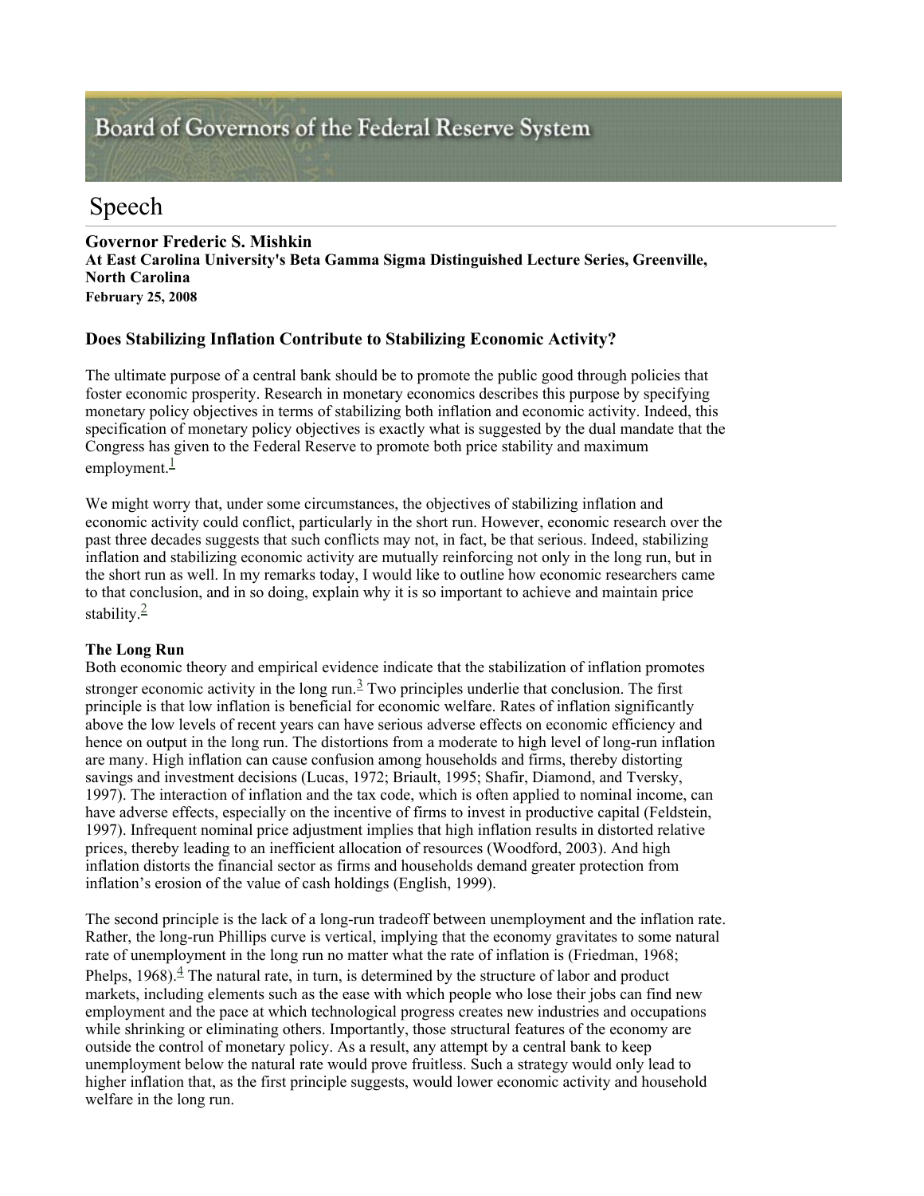Board of Governors of the Federal Reserve System

# Speech

**Governor Frederic S. Mishkin**
**At East Carolina University's Beta Gamma Sigma Distinguished Lecture Series, Greenville, North Carolina**
**February 25, 2008**

## Does Stabilizing Inflation Contribute to Stabilizing Economic Activity?

The ultimate purpose of a central bank should be to promote the public good through policies that foster economic prosperity. Research in monetary economics describes this purpose by specifying monetary policy objectives in terms of stabilizing both inflation and economic activity. Indeed, this specification of monetary policy objectives is exactly what is suggested by the dual mandate that the Congress has given to the Federal Reserve to promote both price stability and maximum employment.[1]

We might worry that, under some circumstances, the objectives of stabilizing inflation and economic activity could conflict, particularly in the short run. However, economic research over the past three decades suggests that such conflicts may not, in fact, be that serious. Indeed, stabilizing inflation and stabilizing economic activity are mutually reinforcing not only in the long run, but in the short run as well. In my remarks today, I would like to outline how economic researchers came to that conclusion, and in so doing, explain why it is so important to achieve and maintain price stability.[2]

**The Long Run**
Both economic theory and empirical evidence indicate that the stabilization of inflation promotes stronger economic activity in the long run.[3] Two principles underlie that conclusion. The first principle is that low inflation is beneficial for economic welfare. Rates of inflation significantly above the low levels of recent years can have serious adverse effects on economic efficiency and hence on output in the long run. The distortions from a moderate to high level of long-run inflation are many. High inflation can cause confusion among households and firms, thereby distorting savings and investment decisions (Lucas, 1972; Briault, 1995; Shafir, Diamond, and Tversky, 1997). The interaction of inflation and the tax code, which is often applied to nominal income, can have adverse effects, especially on the incentive of firms to invest in productive capital (Feldstein, 1997). Infrequent nominal price adjustment implies that high inflation results in distorted relative prices, thereby leading to an inefficient allocation of resources (Woodford, 2003). And high inflation distorts the financial sector as firms and households demand greater protection from inflation's erosion of the value of cash holdings (English, 1999).

The second principle is the lack of a long-run tradeoff between unemployment and the inflation rate. Rather, the long-run Phillips curve is vertical, implying that the economy gravitates to some natural rate of unemployment in the long run no matter what the rate of inflation is (Friedman, 1968; Phelps, 1968).[4] The natural rate, in turn, is determined by the structure of labor and product markets, including elements such as the ease with which people who lose their jobs can find new employment and the pace at which technological progress creates new industries and occupations while shrinking or eliminating others. Importantly, those structural features of the economy are outside the control of monetary policy. As a result, any attempt by a central bank to keep unemployment below the natural rate would prove fruitless. Such a strategy would only lead to higher inflation that, as the first principle suggests, would lower economic activity and household welfare in the long run.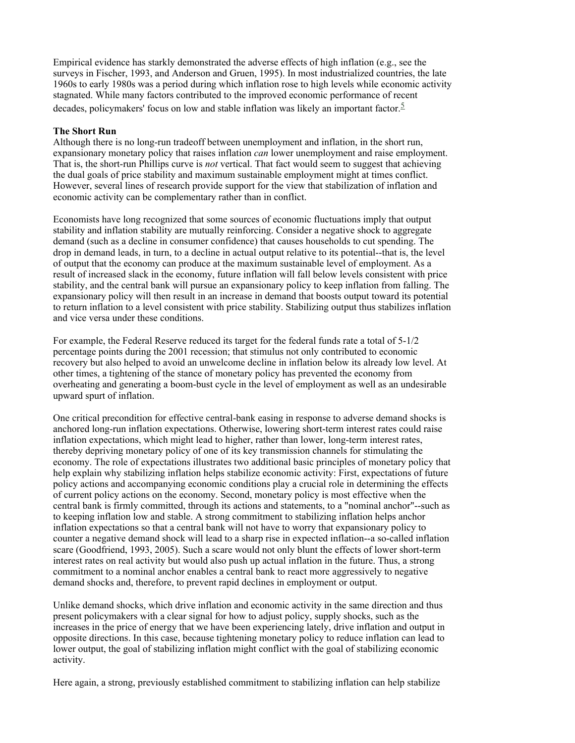Empirical evidence has starkly demonstrated the adverse effects of high inflation (e.g., see the surveys in Fischer, 1993, and Anderson and Gruen, 1995). In most industrialized countries, the late 1960s to early 1980s was a period during which inflation rose to high levels while economic activity stagnated. While many factors contributed to the improved economic performance of recent decades, policymakers' focus on low and stable inflation was likely an important factor.[5]

**The Short Run**

Although there is no long-run tradeoff between unemployment and inflation, in the short run, expansionary monetary policy that raises inflation *can* lower unemployment and raise employment. That is, the short-run Phillips curve is *not* vertical. That fact would seem to suggest that achieving the dual goals of price stability and maximum sustainable employment might at times conflict. However, several lines of research provide support for the view that stabilization of inflation and economic activity can be complementary rather than in conflict.

Economists have long recognized that some sources of economic fluctuations imply that output stability and inflation stability are mutually reinforcing. Consider a negative shock to aggregate demand (such as a decline in consumer confidence) that causes households to cut spending. The drop in demand leads, in turn, to a decline in actual output relative to its potential--that is, the level of output that the economy can produce at the maximum sustainable level of employment. As a result of increased slack in the economy, future inflation will fall below levels consistent with price stability, and the central bank will pursue an expansionary policy to keep inflation from falling. The expansionary policy will then result in an increase in demand that boosts output toward its potential to return inflation to a level consistent with price stability. Stabilizing output thus stabilizes inflation and vice versa under these conditions.

For example, the Federal Reserve reduced its target for the federal funds rate a total of 5-1/2 percentage points during the 2001 recession; that stimulus not only contributed to economic recovery but also helped to avoid an unwelcome decline in inflation below its already low level. At other times, a tightening of the stance of monetary policy has prevented the economy from overheating and generating a boom-bust cycle in the level of employment as well as an undesirable upward spurt of inflation.

One critical precondition for effective central-bank easing in response to adverse demand shocks is anchored long-run inflation expectations. Otherwise, lowering short-term interest rates could raise inflation expectations, which might lead to higher, rather than lower, long-term interest rates, thereby depriving monetary policy of one of its key transmission channels for stimulating the economy. The role of expectations illustrates two additional basic principles of monetary policy that help explain why stabilizing inflation helps stabilize economic activity: First, expectations of future policy actions and accompanying economic conditions play a crucial role in determining the effects of current policy actions on the economy. Second, monetary policy is most effective when the central bank is firmly committed, through its actions and statements, to a "nominal anchor"--such as to keeping inflation low and stable. A strong commitment to stabilizing inflation helps anchor inflation expectations so that a central bank will not have to worry that expansionary policy to counter a negative demand shock will lead to a sharp rise in expected inflation--a so-called inflation scare (Goodfriend, 1993, 2005). Such a scare would not only blunt the effects of lower short-term interest rates on real activity but would also push up actual inflation in the future. Thus, a strong commitment to a nominal anchor enables a central bank to react more aggressively to negative demand shocks and, therefore, to prevent rapid declines in employment or output.

Unlike demand shocks, which drive inflation and economic activity in the same direction and thus present policymakers with a clear signal for how to adjust policy, supply shocks, such as the increases in the price of energy that we have been experiencing lately, drive inflation and output in opposite directions. In this case, because tightening monetary policy to reduce inflation can lead to lower output, the goal of stabilizing inflation might conflict with the goal of stabilizing economic activity.

Here again, a strong, previously established commitment to stabilizing inflation can help stabilize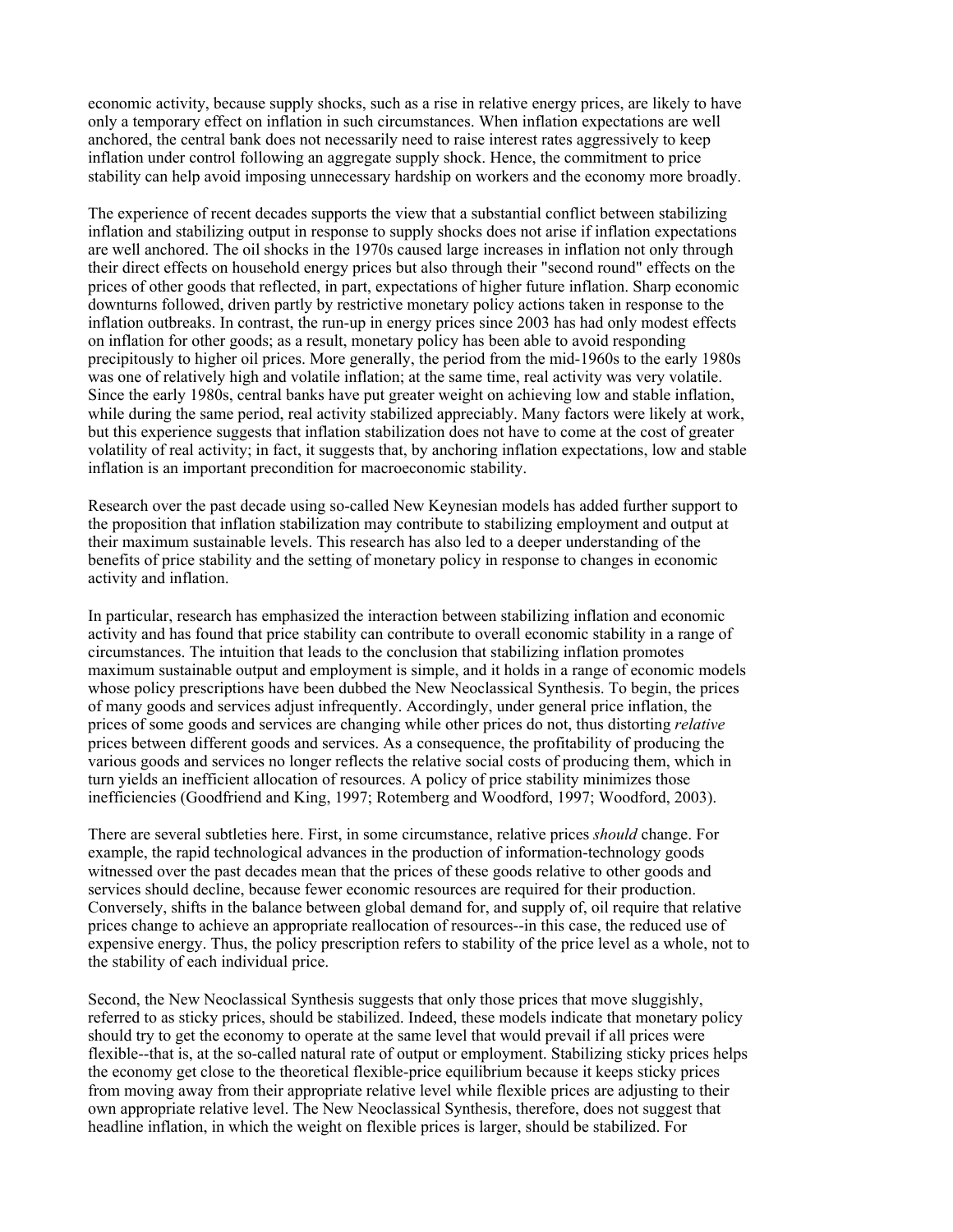economic activity, because supply shocks, such as a rise in relative energy prices, are likely to have only a temporary effect on inflation in such circumstances. When inflation expectations are well anchored, the central bank does not necessarily need to raise interest rates aggressively to keep inflation under control following an aggregate supply shock. Hence, the commitment to price stability can help avoid imposing unnecessary hardship on workers and the economy more broadly.

The experience of recent decades supports the view that a substantial conflict between stabilizing inflation and stabilizing output in response to supply shocks does not arise if inflation expectations are well anchored. The oil shocks in the 1970s caused large increases in inflation not only through their direct effects on household energy prices but also through their "second round" effects on the prices of other goods that reflected, in part, expectations of higher future inflation. Sharp economic downturns followed, driven partly by restrictive monetary policy actions taken in response to the inflation outbreaks. In contrast, the run-up in energy prices since 2003 has had only modest effects on inflation for other goods; as a result, monetary policy has been able to avoid responding precipitously to higher oil prices. More generally, the period from the mid-1960s to the early 1980s was one of relatively high and volatile inflation; at the same time, real activity was very volatile. Since the early 1980s, central banks have put greater weight on achieving low and stable inflation, while during the same period, real activity stabilized appreciably. Many factors were likely at work, but this experience suggests that inflation stabilization does not have to come at the cost of greater volatility of real activity; in fact, it suggests that, by anchoring inflation expectations, low and stable inflation is an important precondition for macroeconomic stability.

Research over the past decade using so-called New Keynesian models has added further support to the proposition that inflation stabilization may contribute to stabilizing employment and output at their maximum sustainable levels. This research has also led to a deeper understanding of the benefits of price stability and the setting of monetary policy in response to changes in economic activity and inflation.

In particular, research has emphasized the interaction between stabilizing inflation and economic activity and has found that price stability can contribute to overall economic stability in a range of circumstances. The intuition that leads to the conclusion that stabilizing inflation promotes maximum sustainable output and employment is simple, and it holds in a range of economic models whose policy prescriptions have been dubbed the New Neoclassical Synthesis. To begin, the prices of many goods and services adjust infrequently. Accordingly, under general price inflation, the prices of some goods and services are changing while other prices do not, thus distorting *relative* prices between different goods and services. As a consequence, the profitability of producing the various goods and services no longer reflects the relative social costs of producing them, which in turn yields an inefficient allocation of resources. A policy of price stability minimizes those inefficiencies (Goodfriend and King, 1997; Rotemberg and Woodford, 1997; Woodford, 2003).

There are several subtleties here. First, in some circumstance, relative prices *should* change. For example, the rapid technological advances in the production of information-technology goods witnessed over the past decades mean that the prices of these goods relative to other goods and services should decline, because fewer economic resources are required for their production. Conversely, shifts in the balance between global demand for, and supply of, oil require that relative prices change to achieve an appropriate reallocation of resources--in this case, the reduced use of expensive energy. Thus, the policy prescription refers to stability of the price level as a whole, not to the stability of each individual price.

Second, the New Neoclassical Synthesis suggests that only those prices that move sluggishly, referred to as sticky prices, should be stabilized. Indeed, these models indicate that monetary policy should try to get the economy to operate at the same level that would prevail if all prices were flexible--that is, at the so-called natural rate of output or employment. Stabilizing sticky prices helps the economy get close to the theoretical flexible-price equilibrium because it keeps sticky prices from moving away from their appropriate relative level while flexible prices are adjusting to their own appropriate relative level. The New Neoclassical Synthesis, therefore, does not suggest that headline inflation, in which the weight on flexible prices is larger, should be stabilized. For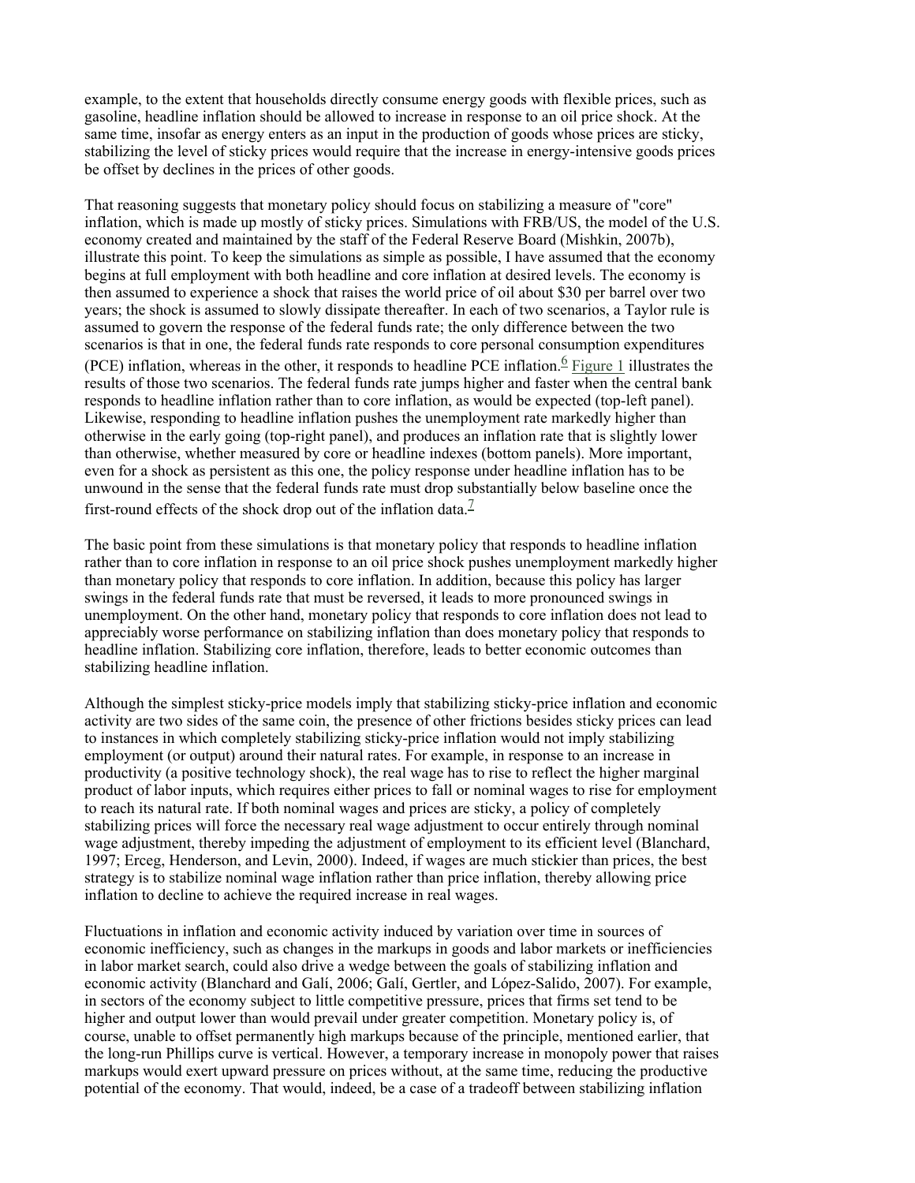example, to the extent that households directly consume energy goods with flexible prices, such as gasoline, headline inflation should be allowed to increase in response to an oil price shock. At the same time, insofar as energy enters as an input in the production of goods whose prices are sticky, stabilizing the level of sticky prices would require that the increase in energy-intensive goods prices be offset by declines in the prices of other goods.

That reasoning suggests that monetary policy should focus on stabilizing a measure of "core" inflation, which is made up mostly of sticky prices. Simulations with FRB/US, the model of the U.S. economy created and maintained by the staff of the Federal Reserve Board (Mishkin, 2007b), illustrate this point. To keep the simulations as simple as possible, I have assumed that the economy begins at full employment with both headline and core inflation at desired levels. The economy is then assumed to experience a shock that raises the world price of oil about $30 per barrel over two years; the shock is assumed to slowly dissipate thereafter. In each of two scenarios, a Taylor rule is assumed to govern the response of the federal funds rate; the only difference between the two scenarios is that in one, the federal funds rate responds to core personal consumption expenditures (PCE) inflation, whereas in the other, it responds to headline PCE inflation.[6] Figure 1 illustrates the results of those two scenarios. The federal funds rate jumps higher and faster when the central bank responds to headline inflation rather than to core inflation, as would be expected (top-left panel). Likewise, responding to headline inflation pushes the unemployment rate markedly higher than otherwise in the early going (top-right panel), and produces an inflation rate that is slightly lower than otherwise, whether measured by core or headline indexes (bottom panels). More important, even for a shock as persistent as this one, the policy response under headline inflation has to be unwound in the sense that the federal funds rate must drop substantially below baseline once the first-round effects of the shock drop out of the inflation data.[7]

The basic point from these simulations is that monetary policy that responds to headline inflation rather than to core inflation in response to an oil price shock pushes unemployment markedly higher than monetary policy that responds to core inflation. In addition, because this policy has larger swings in the federal funds rate that must be reversed, it leads to more pronounced swings in unemployment. On the other hand, monetary policy that responds to core inflation does not lead to appreciably worse performance on stabilizing inflation than does monetary policy that responds to headline inflation. Stabilizing core inflation, therefore, leads to better economic outcomes than stabilizing headline inflation.

Although the simplest sticky-price models imply that stabilizing sticky-price inflation and economic activity are two sides of the same coin, the presence of other frictions besides sticky prices can lead to instances in which completely stabilizing sticky-price inflation would not imply stabilizing employment (or output) around their natural rates. For example, in response to an increase in productivity (a positive technology shock), the real wage has to rise to reflect the higher marginal product of labor inputs, which requires either prices to fall or nominal wages to rise for employment to reach its natural rate. If both nominal wages and prices are sticky, a policy of completely stabilizing prices will force the necessary real wage adjustment to occur entirely through nominal wage adjustment, thereby impeding the adjustment of employment to its efficient level (Blanchard, 1997; Erceg, Henderson, and Levin, 2000). Indeed, if wages are much stickier than prices, the best strategy is to stabilize nominal wage inflation rather than price inflation, thereby allowing price inflation to decline to achieve the required increase in real wages.

Fluctuations in inflation and economic activity induced by variation over time in sources of economic inefficiency, such as changes in the markups in goods and labor markets or inefficiencies in labor market search, could also drive a wedge between the goals of stabilizing inflation and economic activity (Blanchard and Galí, 2006; Galí, Gertler, and López-Salido, 2007). For example, in sectors of the economy subject to little competitive pressure, prices that firms set tend to be higher and output lower than would prevail under greater competition. Monetary policy is, of course, unable to offset permanently high markups because of the principle, mentioned earlier, that the long-run Phillips curve is vertical. However, a temporary increase in monopoly power that raises markups would exert upward pressure on prices without, at the same time, reducing the productive potential of the economy. That would, indeed, be a case of a tradeoff between stabilizing inflation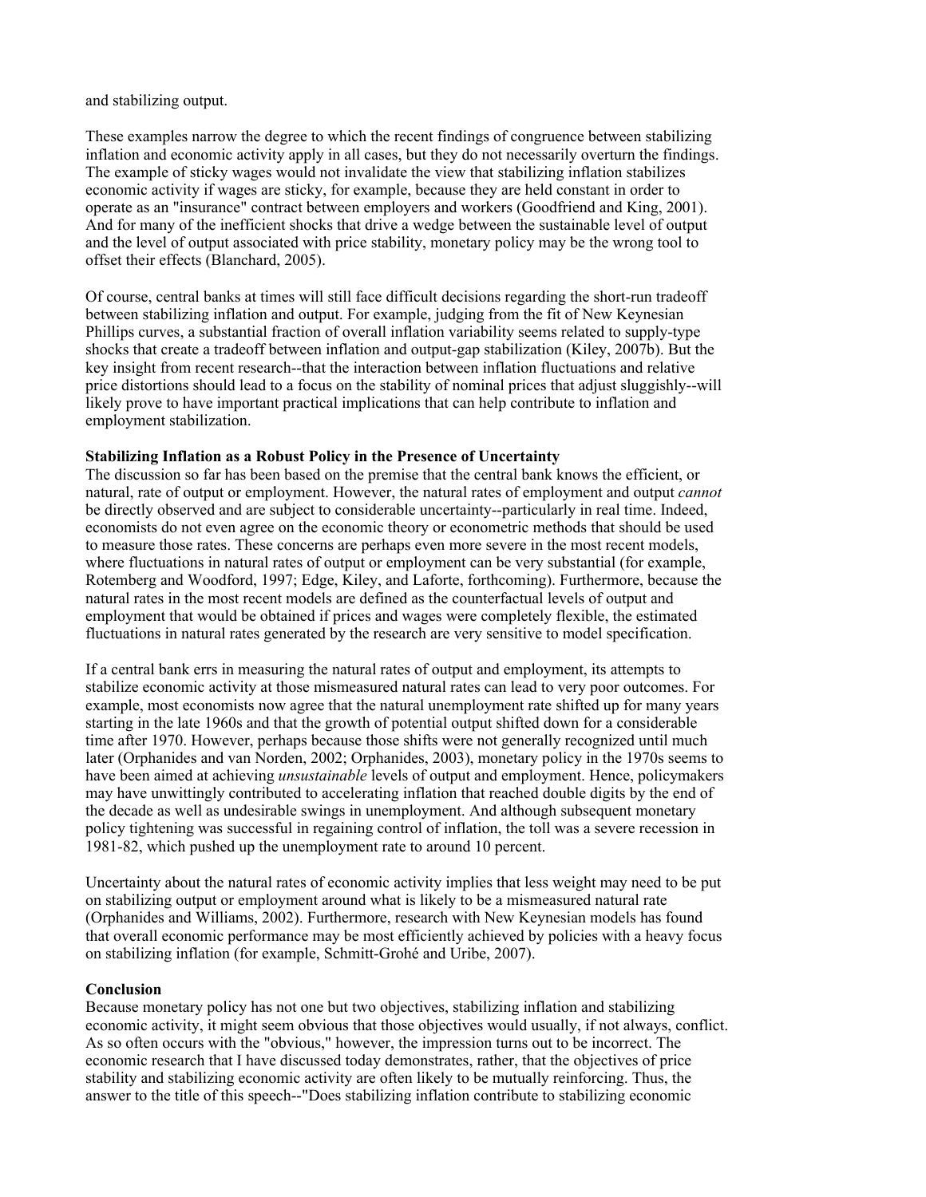and stabilizing output.

These examples narrow the degree to which the recent findings of congruence between stabilizing inflation and economic activity apply in all cases, but they do not necessarily overturn the findings. The example of sticky wages would not invalidate the view that stabilizing inflation stabilizes economic activity if wages are sticky, for example, because they are held constant in order to operate as an "insurance" contract between employers and workers (Goodfriend and King, 2001). And for many of the inefficient shocks that drive a wedge between the sustainable level of output and the level of output associated with price stability, monetary policy may be the wrong tool to offset their effects (Blanchard, 2005).

Of course, central banks at times will still face difficult decisions regarding the short-run tradeoff between stabilizing inflation and output. For example, judging from the fit of New Keynesian Phillips curves, a substantial fraction of overall inflation variability seems related to supply-type shocks that create a tradeoff between inflation and output-gap stabilization (Kiley, 2007b). But the key insight from recent research--that the interaction between inflation fluctuations and relative price distortions should lead to a focus on the stability of nominal prices that adjust sluggishly--will likely prove to have important practical implications that can help contribute to inflation and employment stabilization.

**Stabilizing Inflation as a Robust Policy in the Presence of Uncertainty**

The discussion so far has been based on the premise that the central bank knows the efficient, or natural, rate of output or employment. However, the natural rates of employment and output *cannot* be directly observed and are subject to considerable uncertainty--particularly in real time. Indeed, economists do not even agree on the economic theory or econometric methods that should be used to measure those rates. These concerns are perhaps even more severe in the most recent models, where fluctuations in natural rates of output or employment can be very substantial (for example, Rotemberg and Woodford, 1997; Edge, Kiley, and Laforte, forthcoming). Furthermore, because the natural rates in the most recent models are defined as the counterfactual levels of output and employment that would be obtained if prices and wages were completely flexible, the estimated fluctuations in natural rates generated by the research are very sensitive to model specification.

If a central bank errs in measuring the natural rates of output and employment, its attempts to stabilize economic activity at those mismeasured natural rates can lead to very poor outcomes. For example, most economists now agree that the natural unemployment rate shifted up for many years starting in the late 1960s and that the growth of potential output shifted down for a considerable time after 1970. However, perhaps because those shifts were not generally recognized until much later (Orphanides and van Norden, 2002; Orphanides, 2003), monetary policy in the 1970s seems to have been aimed at achieving *unsustainable* levels of output and employment. Hence, policymakers may have unwittingly contributed to accelerating inflation that reached double digits by the end of the decade as well as undesirable swings in unemployment. And although subsequent monetary policy tightening was successful in regaining control of inflation, the toll was a severe recession in 1981-82, which pushed up the unemployment rate to around 10 percent.

Uncertainty about the natural rates of economic activity implies that less weight may need to be put on stabilizing output or employment around what is likely to be a mismeasured natural rate (Orphanides and Williams, 2002). Furthermore, research with New Keynesian models has found that overall economic performance may be most efficiently achieved by policies with a heavy focus on stabilizing inflation (for example, Schmitt-Grohé and Uribe, 2007).

**Conclusion**

Because monetary policy has not one but two objectives, stabilizing inflation and stabilizing economic activity, it might seem obvious that those objectives would usually, if not always, conflict. As so often occurs with the "obvious," however, the impression turns out to be incorrect. The economic research that I have discussed today demonstrates, rather, that the objectives of price stability and stabilizing economic activity are often likely to be mutually reinforcing. Thus, the answer to the title of this speech--"Does stabilizing inflation contribute to stabilizing economic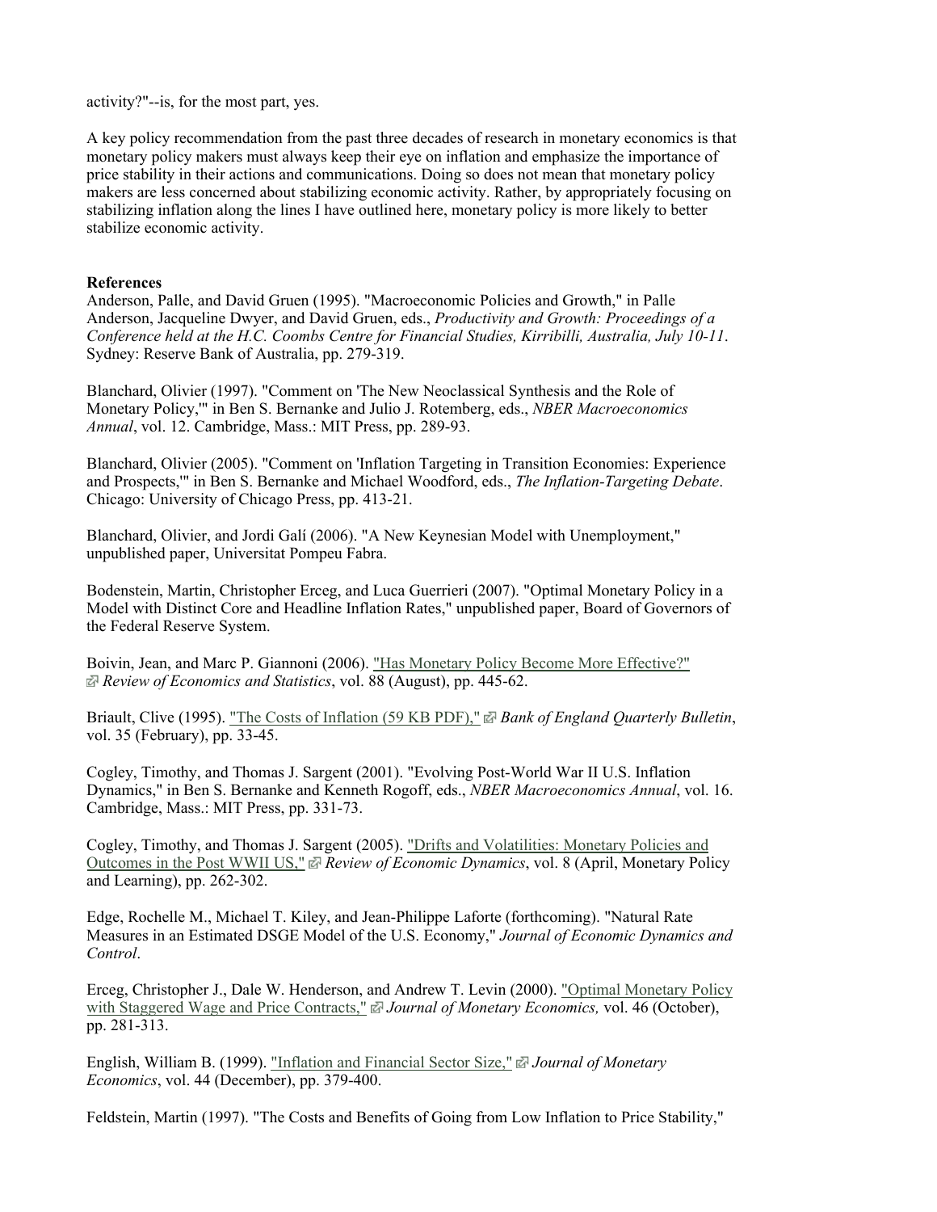activity?"--is, for the most part, yes.

A key policy recommendation from the past three decades of research in monetary economics is that monetary policy makers must always keep their eye on inflation and emphasize the importance of price stability in their actions and communications. Doing so does not mean that monetary policy makers are less concerned about stabilizing economic activity. Rather, by appropriately focusing on stabilizing inflation along the lines I have outlined here, monetary policy is more likely to better stabilize economic activity.

**References**

Anderson, Palle, and David Gruen (1995). "Macroeconomic Policies and Growth," in Palle Anderson, Jacqueline Dwyer, and David Gruen, eds., *Productivity and Growth: Proceedings of a Conference held at the H.C. Coombs Centre for Financial Studies, Kirribilli, Australia, July 10-11*. Sydney: Reserve Bank of Australia, pp. 279-319.

Blanchard, Olivier (1997). "Comment on 'The New Neoclassical Synthesis and the Role of Monetary Policy,'" in Ben S. Bernanke and Julio J. Rotemberg, eds., *NBER Macroeconomics Annual*, vol. 12. Cambridge, Mass.: MIT Press, pp. 289-93.

Blanchard, Olivier (2005). "Comment on 'Inflation Targeting in Transition Economies: Experience and Prospects,'" in Ben S. Bernanke and Michael Woodford, eds., *The Inflation-Targeting Debate*. Chicago: University of Chicago Press, pp. 413-21.

Blanchard, Olivier, and Jordi Galí (2006). "A New Keynesian Model with Unemployment," unpublished paper, Universitat Pompeu Fabra.

Bodenstein, Martin, Christopher Erceg, and Luca Guerrieri (2007). "Optimal Monetary Policy in a Model with Distinct Core and Headline Inflation Rates," unpublished paper, Board of Governors of the Federal Reserve System.

Boivin, Jean, and Marc P. Giannoni (2006). "Has Monetary Policy Become More Effective?" *Review of Economics and Statistics*, vol. 88 (August), pp. 445-62.

Briault, Clive (1995). "The Costs of Inflation (59 KB PDF)," *Bank of England Quarterly Bulletin*, vol. 35 (February), pp. 33-45.

Cogley, Timothy, and Thomas J. Sargent (2001). "Evolving Post-World War II U.S. Inflation Dynamics," in Ben S. Bernanke and Kenneth Rogoff, eds., *NBER Macroeconomics Annual*, vol. 16. Cambridge, Mass.: MIT Press, pp. 331-73.

Cogley, Timothy, and Thomas J. Sargent (2005). "Drifts and Volatilities: Monetary Policies and Outcomes in the Post WWII US," *Review of Economic Dynamics*, vol. 8 (April, Monetary Policy and Learning), pp. 262-302.

Edge, Rochelle M., Michael T. Kiley, and Jean-Philippe Laforte (forthcoming). "Natural Rate Measures in an Estimated DSGE Model of the U.S. Economy," *Journal of Economic Dynamics and Control*.

Erceg, Christopher J., Dale W. Henderson, and Andrew T. Levin (2000). "Optimal Monetary Policy with Staggered Wage and Price Contracts," *Journal of Monetary Economics,* vol. 46 (October), pp. 281-313.

English, William B. (1999). "Inflation and Financial Sector Size," *Journal of Monetary Economics*, vol. 44 (December), pp. 379-400.

Feldstein, Martin (1997). "The Costs and Benefits of Going from Low Inflation to Price Stability,"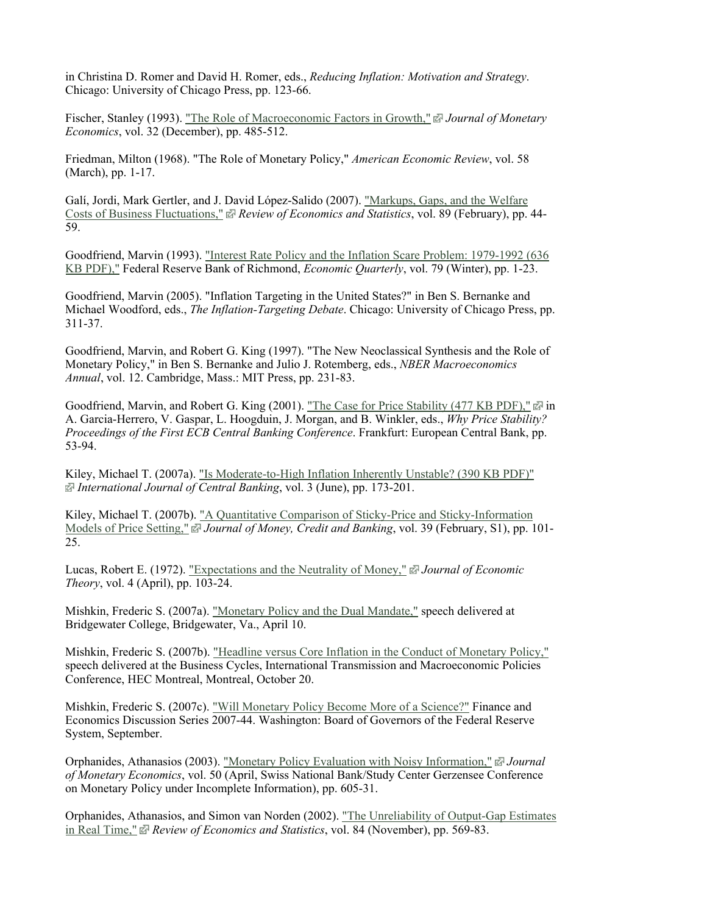in Christina D. Romer and David H. Romer, eds., *Reducing Inflation: Motivation and Strategy*. Chicago: University of Chicago Press, pp. 123-66.

Fischer, Stanley (1993). "The Role of Macroeconomic Factors in Growth," *Journal of Monetary Economics*, vol. 32 (December), pp. 485-512.

Friedman, Milton (1968). "The Role of Monetary Policy," *American Economic Review*, vol. 58 (March), pp. 1-17.

Galí, Jordi, Mark Gertler, and J. David López-Salido (2007). "Markups, Gaps, and the Welfare Costs of Business Fluctuations," *Review of Economics and Statistics*, vol. 89 (February), pp. 44-59.

Goodfriend, Marvin (1993). "Interest Rate Policy and the Inflation Scare Problem: 1979-1992 (636 KB PDF)," Federal Reserve Bank of Richmond, *Economic Quarterly*, vol. 79 (Winter), pp. 1-23.

Goodfriend, Marvin (2005). "Inflation Targeting in the United States?" in Ben S. Bernanke and Michael Woodford, eds., *The Inflation-Targeting Debate*. Chicago: University of Chicago Press, pp. 311-37.

Goodfriend, Marvin, and Robert G. King (1997). "The New Neoclassical Synthesis and the Role of Monetary Policy," in Ben S. Bernanke and Julio J. Rotemberg, eds., *NBER Macroeconomics Annual*, vol. 12. Cambridge, Mass.: MIT Press, pp. 231-83.

Goodfriend, Marvin, and Robert G. King (2001). "The Case for Price Stability (477 KB PDF)," in A. Garcia-Herrero, V. Gaspar, L. Hoogduin, J. Morgan, and B. Winkler, eds., *Why Price Stability? Proceedings of the First ECB Central Banking Conference*. Frankfurt: European Central Bank, pp. 53-94.

Kiley, Michael T. (2007a). "Is Moderate-to-High Inflation Inherently Unstable? (390 KB PDF)" *International Journal of Central Banking*, vol. 3 (June), pp. 173-201.

Kiley, Michael T. (2007b). "A Quantitative Comparison of Sticky-Price and Sticky-Information Models of Price Setting," *Journal of Money, Credit and Banking*, vol. 39 (February, S1), pp. 101-25.

Lucas, Robert E. (1972). "Expectations and the Neutrality of Money," *Journal of Economic Theory*, vol. 4 (April), pp. 103-24.

Mishkin, Frederic S. (2007a). "Monetary Policy and the Dual Mandate," speech delivered at Bridgewater College, Bridgewater, Va., April 10.

Mishkin, Frederic S. (2007b). "Headline versus Core Inflation in the Conduct of Monetary Policy," speech delivered at the Business Cycles, International Transmission and Macroeconomic Policies Conference, HEC Montreal, Montreal, October 20.

Mishkin, Frederic S. (2007c). "Will Monetary Policy Become More of a Science?" Finance and Economics Discussion Series 2007-44. Washington: Board of Governors of the Federal Reserve System, September.

Orphanides, Athanasios (2003). "Monetary Policy Evaluation with Noisy Information," *Journal of Monetary Economics*, vol. 50 (April, Swiss National Bank/Study Center Gerzensee Conference on Monetary Policy under Incomplete Information), pp. 605-31.

Orphanides, Athanasios, and Simon van Norden (2002). "The Unreliability of Output-Gap Estimates in Real Time," *Review of Economics and Statistics*, vol. 84 (November), pp. 569-83.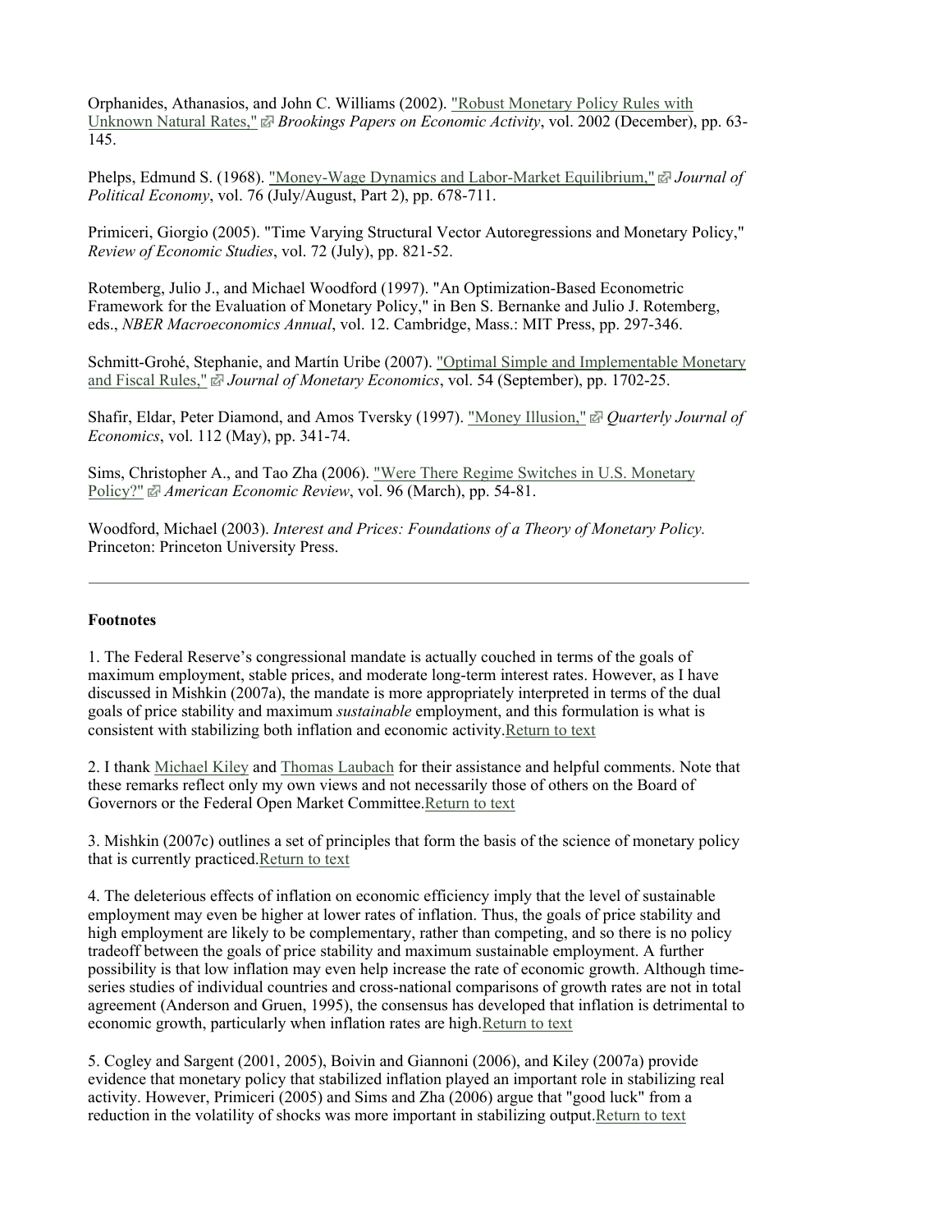Orphanides, Athanasios, and John C. Williams (2002). "Robust Monetary Policy Rules with Unknown Natural Rates," *Brookings Papers on Economic Activity*, vol. 2002 (December), pp. 63-145.

Phelps, Edmund S. (1968). "Money-Wage Dynamics and Labor-Market Equilibrium," *Journal of Political Economy*, vol. 76 (July/August, Part 2), pp. 678-711.

Primiceri, Giorgio (2005). "Time Varying Structural Vector Autoregressions and Monetary Policy," *Review of Economic Studies*, vol. 72 (July), pp. 821-52.

Rotemberg, Julio J., and Michael Woodford (1997). "An Optimization-Based Econometric Framework for the Evaluation of Monetary Policy," in Ben S. Bernanke and Julio J. Rotemberg, eds., *NBER Macroeconomics Annual*, vol. 12. Cambridge, Mass.: MIT Press, pp. 297-346.

Schmitt-Grohé, Stephanie, and Martín Uribe (2007). "Optimal Simple and Implementable Monetary and Fiscal Rules," *Journal of Monetary Economics*, vol. 54 (September), pp. 1702-25.

Shafir, Eldar, Peter Diamond, and Amos Tversky (1997). "Money Illusion," *Quarterly Journal of Economics*, vol. 112 (May), pp. 341-74.

Sims, Christopher A., and Tao Zha (2006). "Were There Regime Switches in U.S. Monetary Policy?" *American Economic Review*, vol. 96 (March), pp. 54-81.

Woodford, Michael (2003). *Interest and Prices: Foundations of a Theory of Monetary Policy.* Princeton: Princeton University Press.

---

**Footnotes**

1. The Federal Reserve's congressional mandate is actually couched in terms of the goals of maximum employment, stable prices, and moderate long-term interest rates. However, as I have discussed in Mishkin (2007a), the mandate is more appropriately interpreted in terms of the dual goals of price stability and maximum *sustainable* employment, and this formulation is what is consistent with stabilizing both inflation and economic activity. Return to text

2. I thank Michael Kiley and Thomas Laubach for their assistance and helpful comments. Note that these remarks reflect only my own views and not necessarily those of others on the Board of Governors or the Federal Open Market Committee. Return to text

3. Mishkin (2007c) outlines a set of principles that form the basis of the science of monetary policy that is currently practiced. Return to text

4. The deleterious effects of inflation on economic efficiency imply that the level of sustainable employment may even be higher at lower rates of inflation. Thus, the goals of price stability and high employment are likely to be complementary, rather than competing, and so there is no policy tradeoff between the goals of price stability and maximum sustainable employment. A further possibility is that low inflation may even help increase the rate of economic growth. Although time-series studies of individual countries and cross-national comparisons of growth rates are not in total agreement (Anderson and Gruen, 1995), the consensus has developed that inflation is detrimental to economic growth, particularly when inflation rates are high. Return to text

5. Cogley and Sargent (2001, 2005), Boivin and Giannoni (2006), and Kiley (2007a) provide evidence that monetary policy that stabilized inflation played an important role in stabilizing real activity. However, Primiceri (2005) and Sims and Zha (2006) argue that "good luck" from a reduction in the volatility of shocks was more important in stabilizing output. Return to text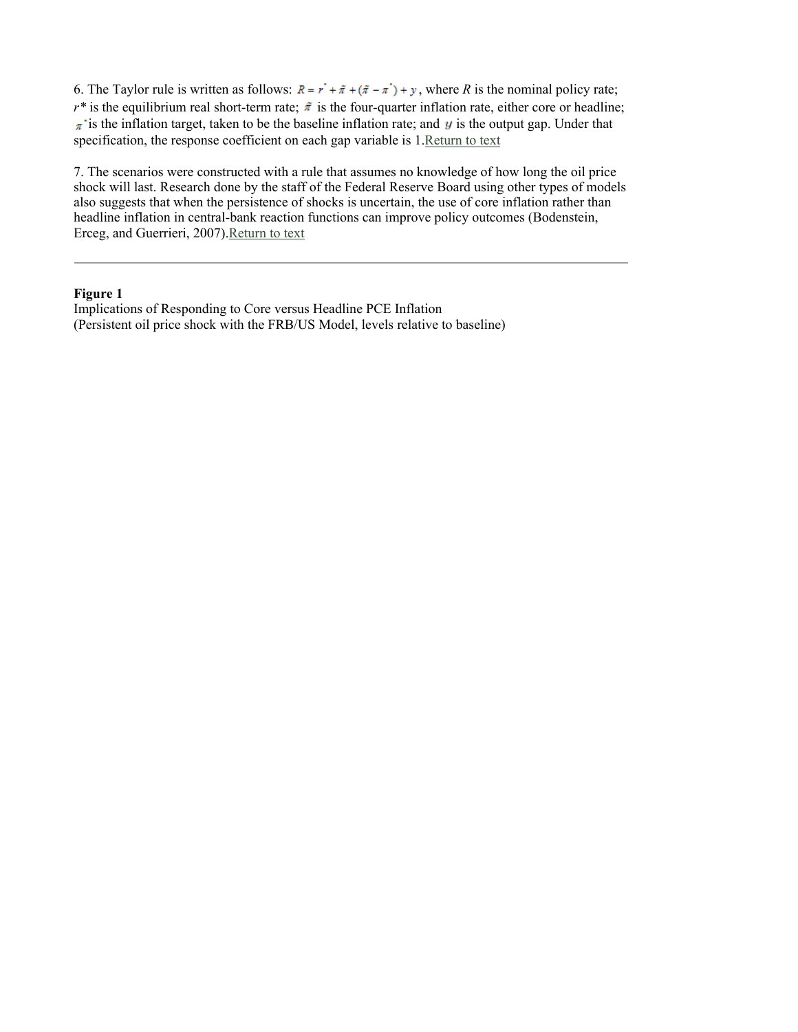6. The Taylor rule is written as follows: $R = r^* + \tilde{\pi} + (\tilde{\pi} - \pi^*) + y$, where $R$ is the nominal policy rate; $r^*$ is the equilibrium real short-term rate; $\tilde{\pi}$ is the four-quarter inflation rate, either core or headline; $\pi^*$ is the inflation target, taken to be the baseline inflation rate; and $y$ is the output gap. Under that specification, the response coefficient on each gap variable is 1.Return to text

7. The scenarios were constructed with a rule that assumes no knowledge of how long the oil price shock will last. Research done by the staff of the Federal Reserve Board using other types of models also suggests that when the persistence of shocks is uncertain, the use of core inflation rather than headline inflation in central-bank reaction functions can improve policy outcomes (Bodenstein, Erceg, and Guerrieri, 2007).Return to text

---

**Figure 1**
Implications of Responding to Core versus Headline PCE Inflation
(Persistent oil price shock with the FRB/US Model, levels relative to baseline)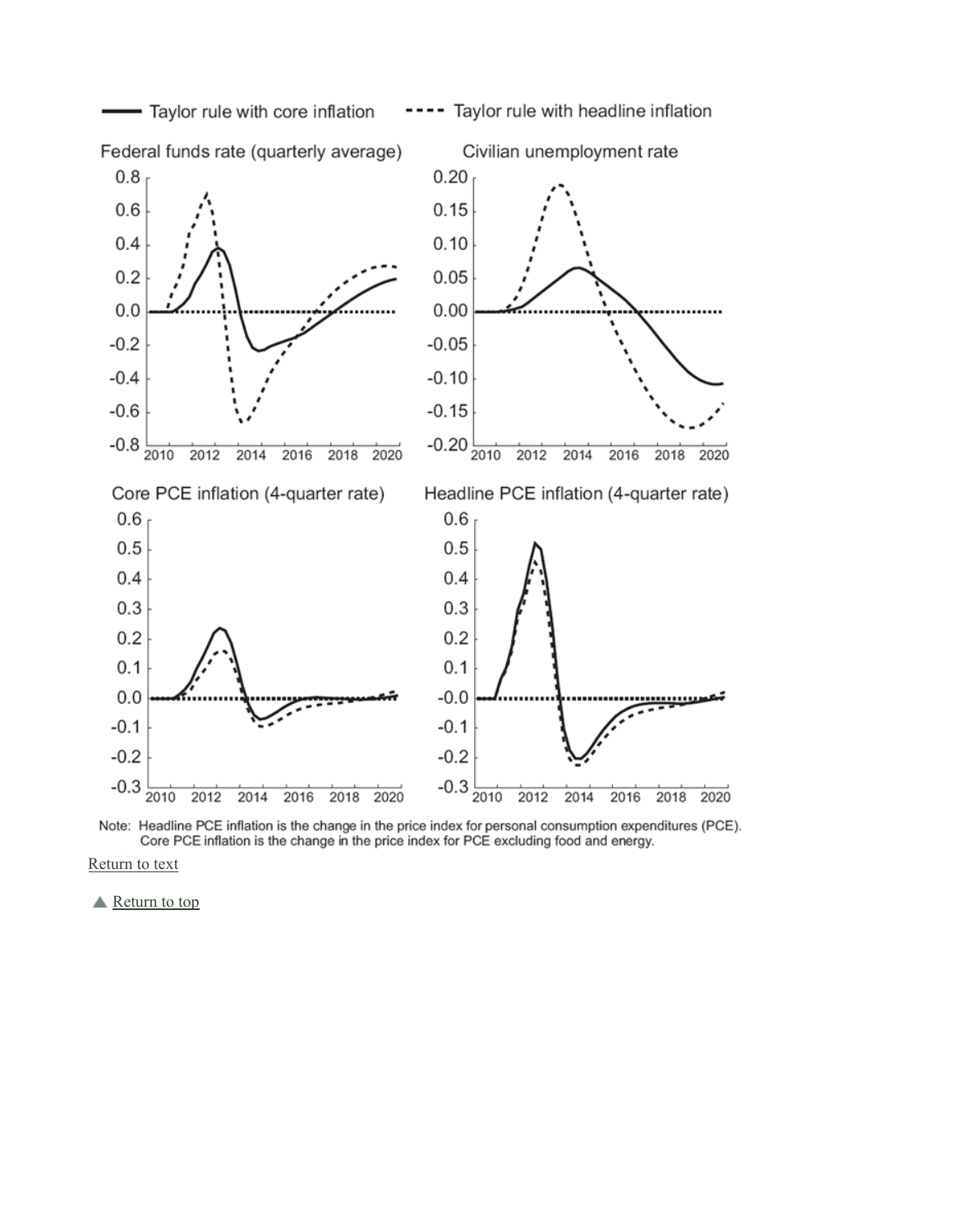Taylor rule with core inflation

Taylor rule with headline inflation

Federal funds rate (quarterly average)

0.8
0.6
0.4
0.2
0.0
-0.2
-0.4
-0.6
-0.8

2010 2012 2014 2016 2018 2020

Civilian unemployment rate

0.20
0.15
0.10
0.05
0.00
-0.05
-0.10
-0.15
-0.20

2010 2012 2014 2016 2018 2020

Core PCE inflation (4-quarter rate)

0.6
0.5
0.4
0.3
0.2
0.1
0.0
-0.1
-0.2
-0.3

2010 2012 2014 2016 2018 2020

Headline PCE inflation (4-quarter rate)

0.6
0.5
0.4
0.3
0.2
0.1
-0.0
-0.1
-0.2
-0.3

2010 2012 2014 2016 2018 2020

Note: Headline PCE inflation is the change in the price index for personal consumption expenditures (PCE). Core PCE inflation is the change in the price index for PCE excluding food and energy.

Return to text

▲ Return to top